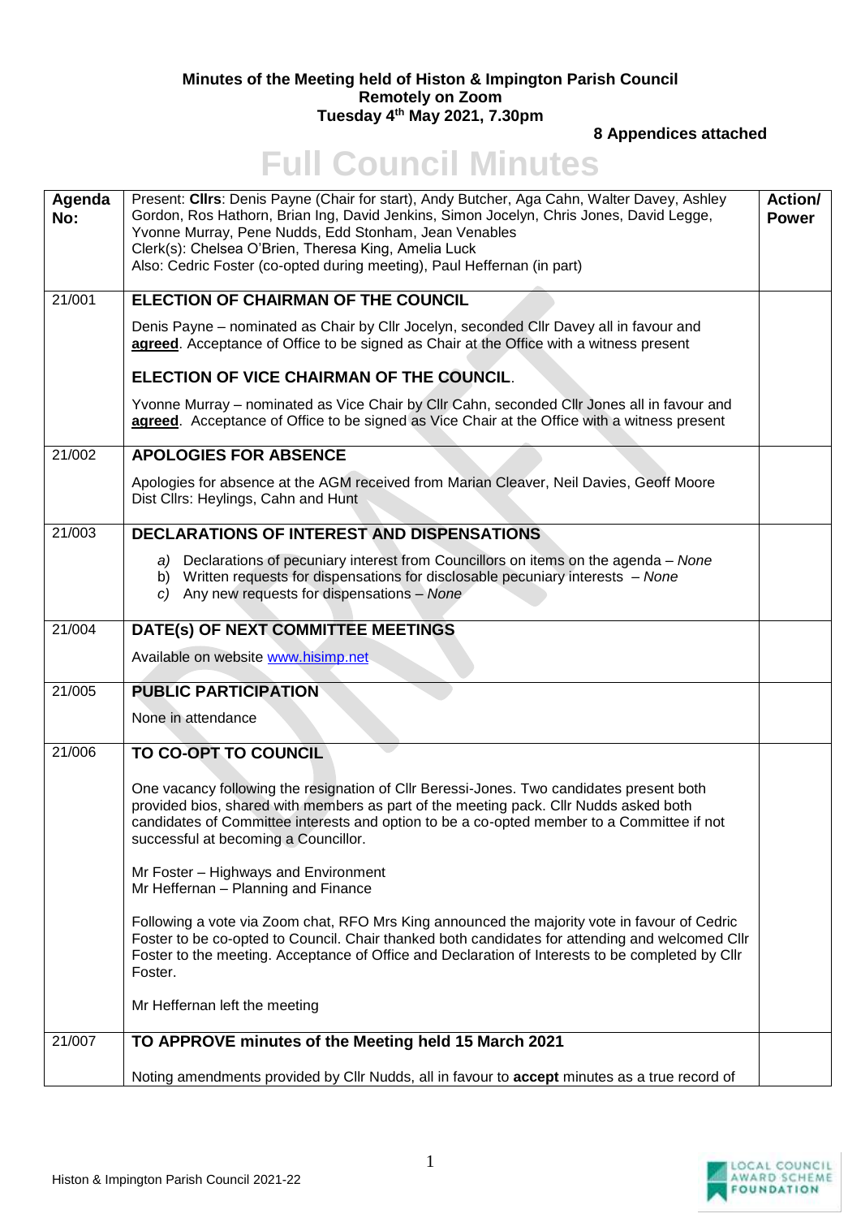**Minutes of the Meeting held of Histon & Impington Parish Council**
**Remotely on Zoom**
**Tuesday 4th May 2021, 7.30pm**

**8 Appendices attached**

# Full Council Minutes

| Agenda No: | Present: **Cllrs**: Denis Payne (Chair for start), Andy Butcher, Aga Cahn, Walter Davey, Ashley Gordon, Ros Hathorn, Brian Ing, David Jenkins, Simon Jocelyn, Chris Jones, David Legge, Yvonne Murray, Pene Nudds, Edd Stonham, Jean Venables<br>Clerk(s): Chelsea O'Brien, Theresa King, Amelia Luck<br>Also: Cedric Foster (co-opted during meeting), Paul Heffernan (in part) | Action/ Power |
|---|---|---|
| 21/001 | **ELECTION OF CHAIRMAN OF THE COUNCIL**<br><br>Denis Payne – nominated as Chair by Cllr Jocelyn, seconded Cllr Davey all in favour and **agreed**. Acceptance of Office to be signed as Chair at the Office with a witness present<br><br>**ELECTION OF VICE CHAIRMAN OF THE COUNCIL**.<br><br>Yvonne Murray – nominated as Vice Chair by Cllr Cahn, seconded Cllr Jones all in favour and **agreed**. Acceptance of Office to be signed as Vice Chair at the Office with a witness present | |
| 21/002 | **APOLOGIES FOR ABSENCE**<br><br>Apologies for absence at the AGM received from Marian Cleaver, Neil Davies, Geoff Moore<br>Dist Cllrs: Heylings, Cahn and Hunt | |
| 21/003 | **DECLARATIONS OF INTEREST AND DISPENSATIONS**<br><br>a) Declarations of pecuniary interest from Councillors on items on the agenda – *None*<br>b) Written requests for dispensations for disclosable pecuniary interests – *None*<br>c) Any new requests for dispensations – *None* | |
| 21/004 | **DATE(s) OF NEXT COMMITTEE MEETINGS**<br><br>Available on website www.hisimp.net | |
| 21/005 | **PUBLIC PARTICIPATION**<br><br>None in attendance | |
| 21/006 | **TO CO-OPT TO COUNCIL**<br><br>One vacancy following the resignation of Cllr Beressi-Jones. Two candidates present both provided bios, shared with members as part of the meeting pack. Cllr Nudds asked both candidates of Committee interests and option to be a co-opted member to a Committee if not successful at becoming a Councillor.<br><br>Mr Foster – Highways and Environment<br>Mr Heffernan – Planning and Finance<br><br>Following a vote via Zoom chat, RFO Mrs King announced the majority vote in favour of Cedric Foster to be co-opted to Council. Chair thanked both candidates for attending and welcomed Cllr Foster to the meeting. Acceptance of Office and Declaration of Interests to be completed by Cllr Foster.<br><br>Mr Heffernan left the meeting | |
| 21/007 | **TO APPROVE minutes of the Meeting held 15 March 2021**<br><br>Noting amendments provided by Cllr Nudds, all in favour to **accept** minutes as a true record of | |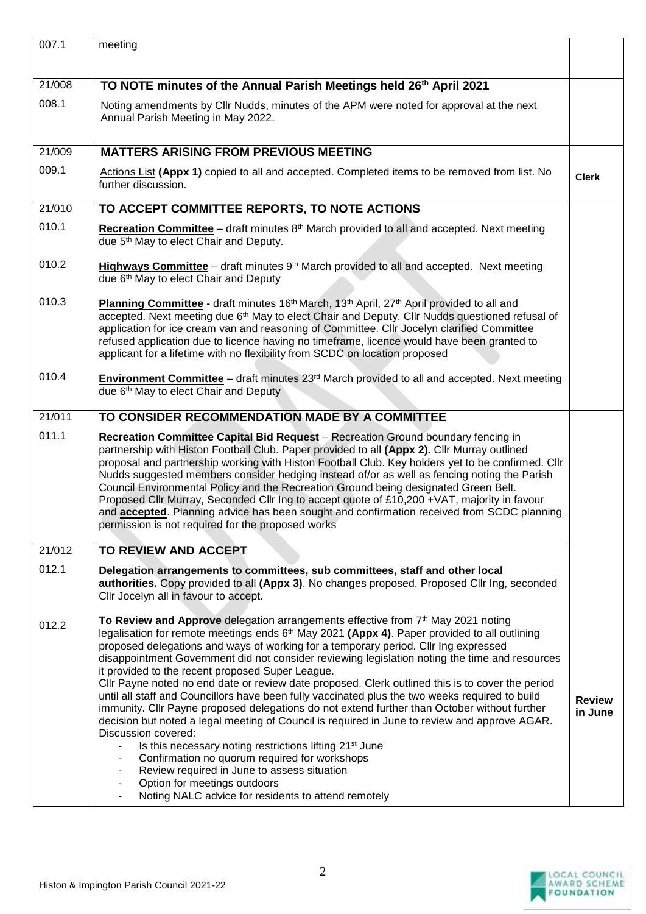| | | |
|---|---|---|
| 007.1 | meeting | |
| 21/008 | **TO NOTE minutes of the Annual Parish Meetings held 26th April 2021** | |
| 008.1 | Noting amendments by Cllr Nudds, minutes of the APM were noted for approval at the next Annual Parish Meeting in May 2022. | |
| 21/009 | **MATTERS ARISING FROM PREVIOUS MEETING** | |
| 009.1 | Actions List **(Appx 1)** copied to all and accepted. Completed items to be removed from list. No further discussion. | **Clerk** |
| 21/010 | **TO ACCEPT COMMITTEE REPORTS, TO NOTE ACTIONS** | |
| 010.1 | **Recreation Committee** – draft minutes 8th March provided to all and accepted. Next meeting due 5th May to elect Chair and Deputy. | |
| 010.2 | **Highways Committee** – draft minutes 9th March provided to all and accepted. Next meeting due 6th May to elect Chair and Deputy | |
| 010.3 | **Planning Committee -** draft minutes 16th March, 13th April, 27th April provided to all and accepted. Next meeting due 6th May to elect Chair and Deputy. Cllr Nudds questioned refusal of application for ice cream van and reasoning of Committee. Cllr Jocelyn clarified Committee refused application due to licence having no timeframe, licence would have been granted to applicant for a lifetime with no flexibility from SCDC on location proposed | |
| 010.4 | **Environment Committee** – draft minutes 23rd March provided to all and accepted. Next meeting due 6th May to elect Chair and Deputy | |
| 21/011 | **TO CONSIDER RECOMMENDATION MADE BY A COMMITTEE** | |
| 011.1 | **Recreation Committee Capital Bid Request** – Recreation Ground boundary fencing in partnership with Histon Football Club. Paper provided to all **(Appx 2).** Cllr Murray outlined proposal and partnership working with Histon Football Club. Key holders yet to be confirmed. Cllr Nudds suggested members consider hedging instead of/or as well as fencing noting the Parish Council Environmental Policy and the Recreation Ground being designated Green Belt. Proposed Cllr Murray, Seconded Cllr Ing to accept quote of £10,200 +VAT, majority in favour and **accepted**. Planning advice has been sought and confirmation received from SCDC planning permission is not required for the proposed works | |
| 21/012 | **TO REVIEW AND ACCEPT** | |
| 012.1 | **Delegation arrangements to committees, sub committees, staff and other local authorities.** Copy provided to all **(Appx 3)**. No changes proposed. Proposed Cllr Ing, seconded Cllr Jocelyn all in favour to accept. | |
| 012.2 | **To Review and Approve** delegation arrangements effective from 7th May 2021 noting legalisation for remote meetings ends 6th May 2021 **(Appx 4)**. Paper provided to all outlining proposed delegations and ways of working for a temporary period. Cllr Ing expressed disappointment Government did not consider reviewing legislation noting the time and resources it provided to the recent proposed Super League.<br>Cllr Payne noted no end date or review date proposed. Clerk outlined this is to cover the period until all staff and Councillors have been fully vaccinated plus the two weeks required to build immunity. Cllr Payne proposed delegations do not extend further than October without further decision but noted a legal meeting of Council is required in June to review and approve AGAR.<br>Discussion covered:<br>- Is this necessary noting restrictions lifting 21st June<br>- Confirmation no quorum required for workshops<br>- Review required in June to assess situation<br>- Option for meetings outdoors<br>- Noting NALC advice for residents to attend remotely | **Review in June** |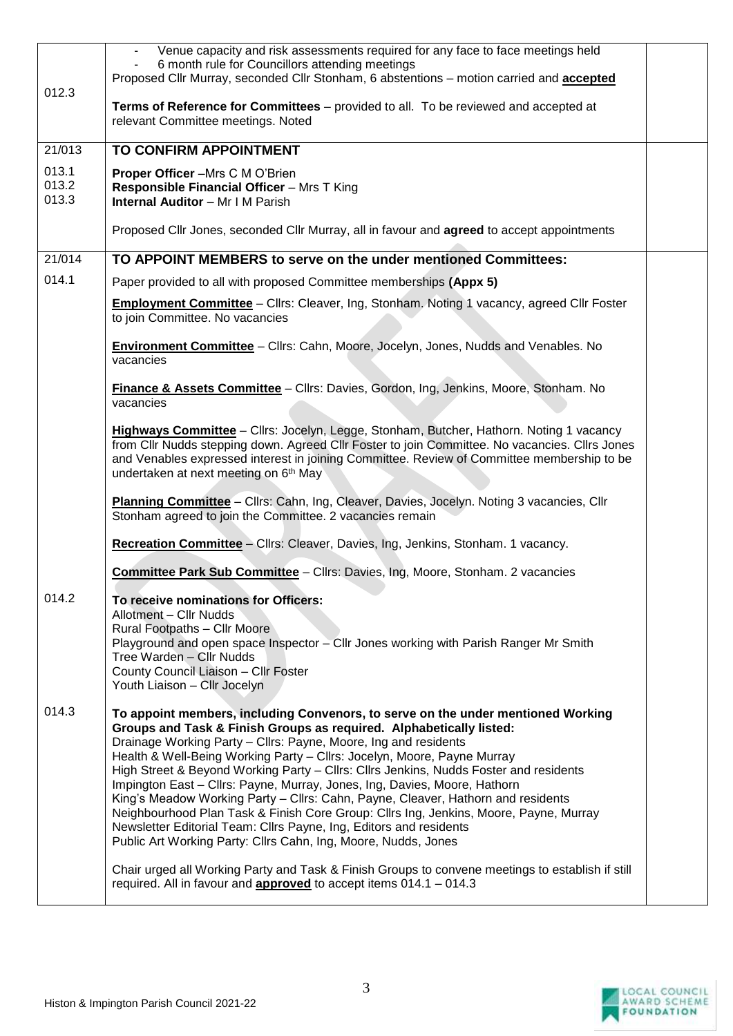| | | |
|---|---|---|
| 012.3 | - Venue capacity and risk assessments required for any face to face meetings held<br>- 6 month rule for Councillors attending meetings<br>Proposed Cllr Murray, seconded Cllr Stonham, 6 abstentions – motion carried and **accepted**<br><br>**Terms of Reference for Committees** – provided to all. To be reviewed and accepted at relevant Committee meetings. Noted | |
| 21/013<br><br>013.1<br>013.2<br>013.3 | **TO CONFIRM APPOINTMENT**<br><br>**Proper Officer** –Mrs C M O'Brien<br>**Responsible Financial Officer** – Mrs T King<br>**Internal Auditor** – Mr I M Parish<br><br>Proposed Cllr Jones, seconded Cllr Murray, all in favour and **agreed** to accept appointments | |
| 21/014<br><br>014.1 | **TO APPOINT MEMBERS to serve on the under mentioned Committees:**<br><br>Paper provided to all with proposed Committee memberships **(Appx 5)**<br><br>**Employment Committee** – Cllrs: Cleaver, Ing, Stonham. Noting 1 vacancy, agreed Cllr Foster to join Committee. No vacancies<br><br>**Environment Committee** – Cllrs: Cahn, Moore, Jocelyn, Jones, Nudds and Venables. No vacancies<br><br>**Finance & Assets Committee** – Cllrs: Davies, Gordon, Ing, Jenkins, Moore, Stonham. No vacancies<br><br>**Highways Committee** – Cllrs: Jocelyn, Legge, Stonham, Butcher, Hathorn. Noting 1 vacancy from Cllr Nudds stepping down. Agreed Cllr Foster to join Committee. No vacancies. Cllrs Jones and Venables expressed interest in joining Committee. Review of Committee membership to be undertaken at next meeting on 6th May<br><br>**Planning Committee** – Cllrs: Cahn, Ing, Cleaver, Davies, Jocelyn. Noting 3 vacancies, Cllr Stonham agreed to join the Committee. 2 vacancies remain<br><br>**Recreation Committee** – Cllrs: Cleaver, Davies, Ing, Jenkins, Stonham. 1 vacancy.<br><br>**Committee Park Sub Committee** – Cllrs: Davies, Ing, Moore, Stonham. 2 vacancies | |
| 014.2 | **To receive nominations for Officers:**<br>Allotment – Cllr Nudds<br>Rural Footpaths – Cllr Moore<br>Playground and open space Inspector – Cllr Jones working with Parish Ranger Mr Smith<br>Tree Warden – Cllr Nudds<br>County Council Liaison – Cllr Foster<br>Youth Liaison – Cllr Jocelyn | |
| 014.3 | **To appoint members, including Convenors, to serve on the under mentioned Working Groups and Task & Finish Groups as required. Alphabetically listed:**<br>Drainage Working Party – Cllrs: Payne, Moore, Ing and residents<br>Health & Well-Being Working Party – Cllrs: Jocelyn, Moore, Payne Murray<br>High Street & Beyond Working Party – Cllrs: Cllrs Jenkins, Nudds Foster and residents<br>Impington East – Cllrs: Payne, Murray, Jones, Ing, Davies, Moore, Hathorn<br>King's Meadow Working Party – Cllrs: Cahn, Payne, Cleaver, Hathorn and residents<br>Neighbourhood Plan Task & Finish Core Group: Cllrs Ing, Jenkins, Moore, Payne, Murray<br>Newsletter Editorial Team: Cllrs Payne, Ing, Editors and residents<br>Public Art Working Party: Cllrs Cahn, Ing, Moore, Nudds, Jones<br><br>Chair urged all Working Party and Task & Finish Groups to convene meetings to establish if still required. All in favour and **approved** to accept items 014.1 – 014.3 | |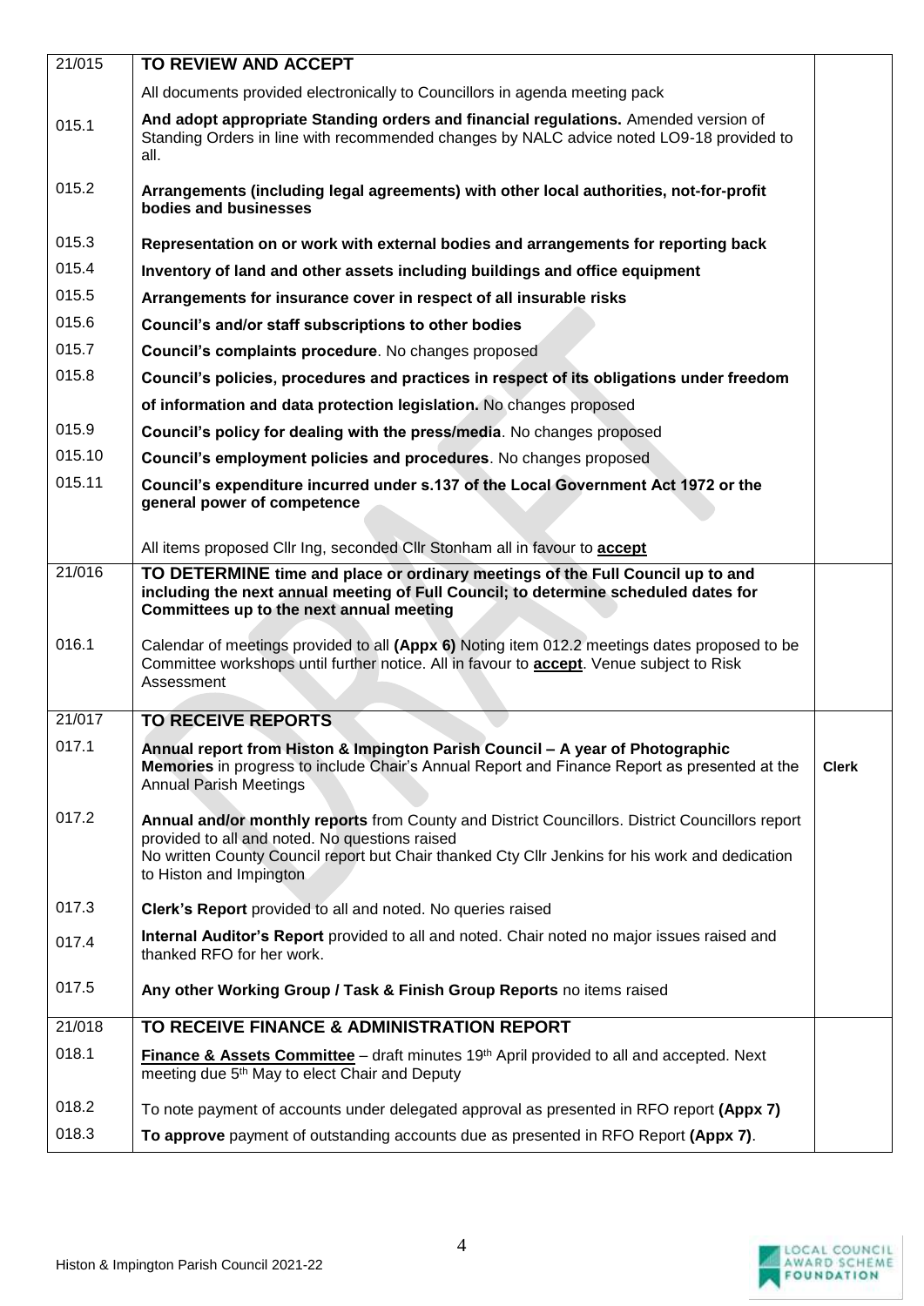| | | |
|---|---|---|
| 21/015 | **TO REVIEW AND ACCEPT** | |
| | All documents provided electronically to Councillors in agenda meeting pack | |
| 015.1 | **And adopt appropriate Standing orders and financial regulations.** Amended version of Standing Orders in line with recommended changes by NALC advice noted LO9-18 provided to all. | |
| 015.2 | **Arrangements (including legal agreements) with other local authorities, not-for-profit bodies and businesses** | |
| 015.3 | **Representation on or work with external bodies and arrangements for reporting back** | |
| 015.4 | **Inventory of land and other assets including buildings and office equipment** | |
| 015.5 | **Arrangements for insurance cover in respect of all insurable risks** | |
| 015.6 | **Council's and/or staff subscriptions to other bodies** | |
| 015.7 | **Council's complaints procedure**. No changes proposed | |
| 015.8 | **Council's policies, procedures and practices in respect of its obligations under freedom of information and data protection legislation.** No changes proposed | |
| 015.9 | **Council's policy for dealing with the press/media**. No changes proposed | |
| 015.10 | **Council's employment policies and procedures**. No changes proposed | |
| 015.11 | **Council's expenditure incurred under s.137 of the Local Government Act 1972 or the general power of competence**<br><br>All items proposed Cllr Ing, seconded Cllr Stonham all in favour to **accept** | |
| 21/016 | **TO DETERMINE time and place or ordinary meetings of the Full Council up to and including the next annual meeting of Full Council; to determine scheduled dates for Committees up to the next annual meeting** | |
| 016.1 | Calendar of meetings provided to all **(Appx 6)** Noting item 012.2 meetings dates proposed to be Committee workshops until further notice. All in favour to **accept**. Venue subject to Risk Assessment | |
| 21/017 | **TO RECEIVE REPORTS** | |
| 017.1 | **Annual report from Histon & Impington Parish Council – A year of Photographic Memories** in progress to include Chair's Annual Report and Finance Report as presented at the Annual Parish Meetings | **Clerk** |
| 017.2 | **Annual and/or monthly reports** from County and District Councillors. District Councillors report provided to all and noted. No questions raised<br>No written County Council report but Chair thanked Cty Cllr Jenkins for his work and dedication to Histon and Impington | |
| 017.3 | **Clerk's Report** provided to all and noted. No queries raised | |
| 017.4 | **Internal Auditor's Report** provided to all and noted. Chair noted no major issues raised and thanked RFO for her work. | |
| 017.5 | **Any other Working Group / Task & Finish Group Reports** no items raised | |
| 21/018 | **TO RECEIVE FINANCE & ADMINISTRATION REPORT** | |
| 018.1 | **Finance & Assets Committee** – draft minutes 19th April provided to all and accepted. Next meeting due 5th May to elect Chair and Deputy | |
| 018.2 | To note payment of accounts under delegated approval as presented in RFO report **(Appx 7)** | |
| 018.3 | **To approve** payment of outstanding accounts due as presented in RFO Report **(Appx 7)**. | |

Histon & Impington Parish Council 2021-22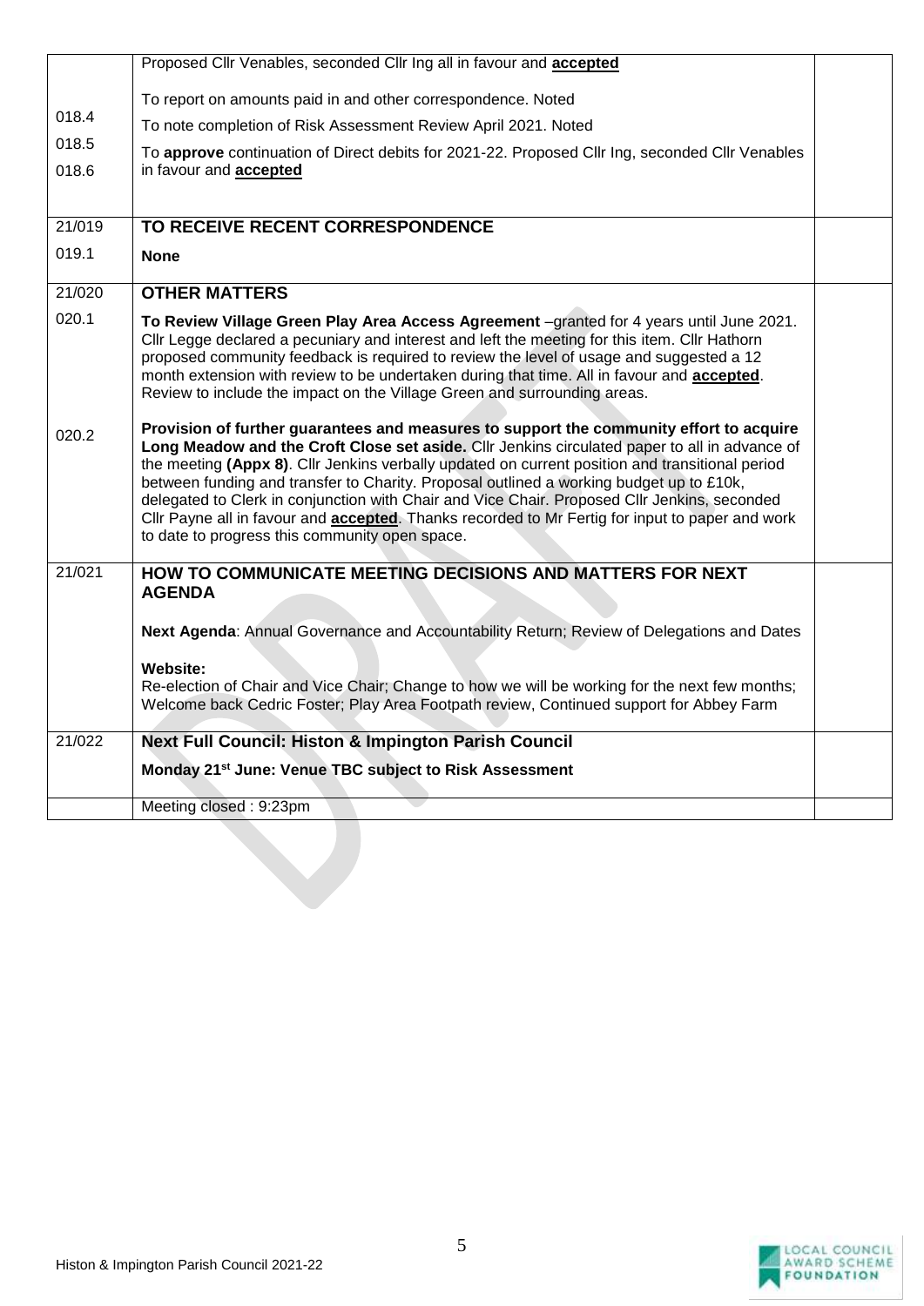| | | |
|---|---|---|
| | Proposed Cllr Venables, seconded Cllr Ing all in favour and **accepted** | |
| 018.4 | To report on amounts paid in and other correspondence. Noted | |
| 018.5 | To note completion of Risk Assessment Review April 2021. Noted | |
| 018.6 | To **approve** continuation of Direct debits for 2021-22. Proposed Cllr Ing, seconded Cllr Venables in favour and **accepted** | |
| 21/019 | **TO RECEIVE RECENT CORRESPONDENCE** | |
| 019.1 | **None** | |
| 21/020 | **OTHER MATTERS** | |
| 020.1 | **To Review Village Green Play Area Access Agreement** –granted for 4 years until June 2021. Cllr Legge declared a pecuniary and interest and left the meeting for this item. Cllr Hathorn proposed community feedback is required to review the level of usage and suggested a 12 month extension with review to be undertaken during that time. All in favour and **accepted**. Review to include the impact on the Village Green and surrounding areas. | |
| 020.2 | **Provision of further guarantees and measures to support the community effort to acquire Long Meadow and the Croft Close set aside.** Cllr Jenkins circulated paper to all in advance of the meeting **(Appx 8)**. Cllr Jenkins verbally updated on current position and transitional period between funding and transfer to Charity. Proposal outlined a working budget up to £10k, delegated to Clerk in conjunction with Chair and Vice Chair. Proposed Cllr Jenkins, seconded Cllr Payne all in favour and **accepted**. Thanks recorded to Mr Fertig for input to paper and work to date to progress this community open space. | |
| 21/021 | **HOW TO COMMUNICATE MEETING DECISIONS AND MATTERS FOR NEXT AGENDA**<br><br>**Next Agenda**: Annual Governance and Accountability Return; Review of Delegations and Dates<br><br>**Website:**<br>Re-election of Chair and Vice Chair; Change to how we will be working for the next few months; Welcome back Cedric Foster; Play Area Footpath review, Continued support for Abbey Farm | |
| 21/022 | **Next Full Council: Histon & Impington Parish Council**<br><br>**Monday 21st June: Venue TBC subject to Risk Assessment** | |
| | Meeting closed : 9:23pm | |